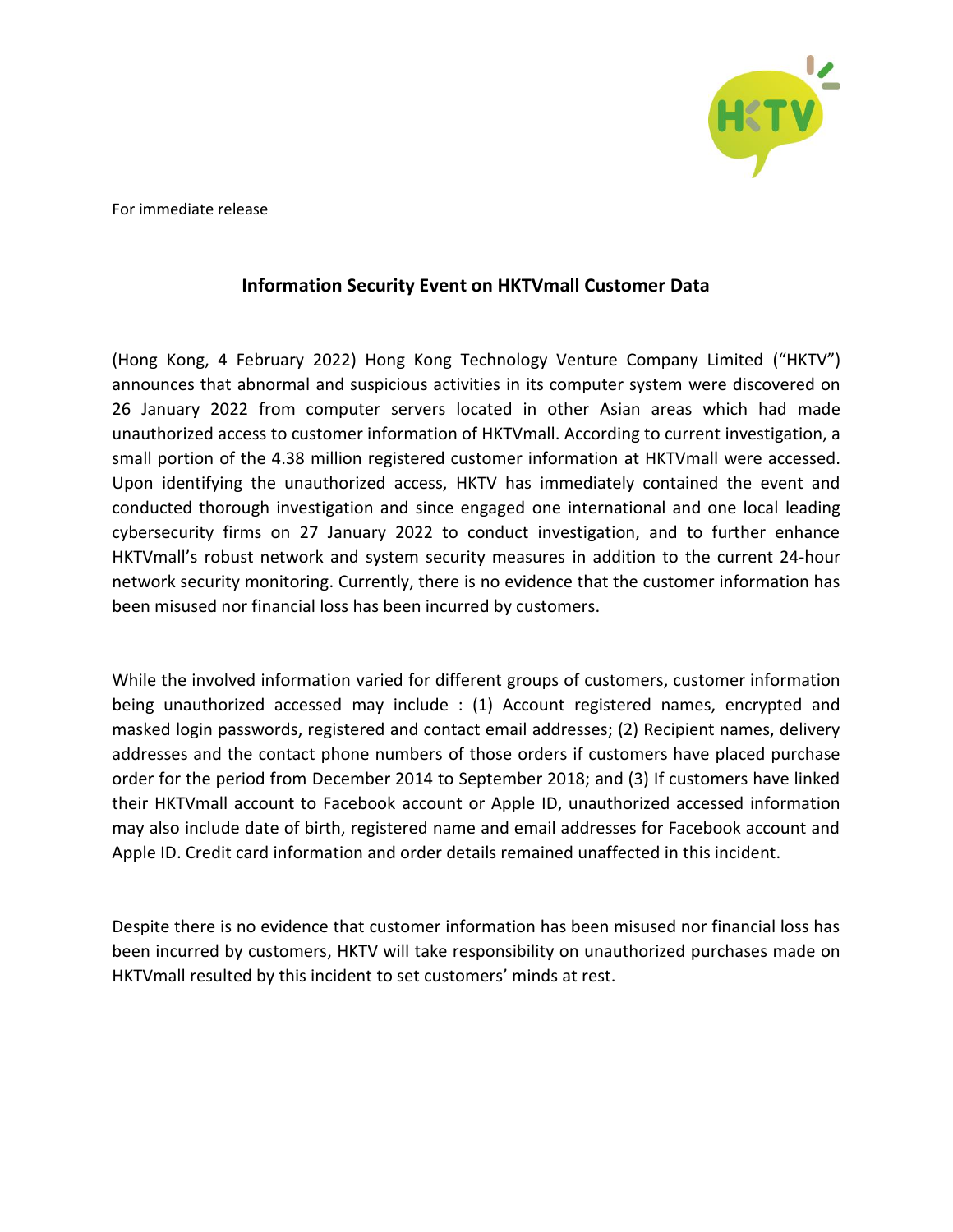For immediate release

## Information Security Event on HKTVmall Customer Data

(Hong Kong, 4 February 2022) Hong Kong Technology Venture Company Limited ("HKTV") announces that abnormal and suspicious activities in its computer system were discovered on 26 January 2022 from computer servers located in other Asian areas which had made unauthorized access to customer information of HKTVmall. According to current investigation, a small portion of the 4.38 million registered customer information at HKTVmall were accessed. Upon identifying the unauthorized access, HKTV has immediately contained the event and conducted thorough investigation and since engaged one international and one local leading cybersecurity firms on 27 January 2022 to conduct investigation, and to further enhance HKTVmall's robust network and system security measures in addition to the current 24-hour network security monitoring. Currently, there is no evidence that the customer information has been misused nor financial loss has been incurred by customers.

While the involved information varied for different groups of customers, customer information being unauthorized accessed may include : (1) Account registered names, encrypted and masked login passwords, registered and contact email addresses; (2) Recipient names, delivery addresses and the contact phone numbers of those orders if customers have placed purchase order for the period from December 2014 to September 2018; and (3) If customers have linked their HKTVmall account to Facebook account or Apple ID, unauthorized accessed information may also include date of birth, registered name and email addresses for Facebook account and Apple ID. Credit card information and order details remained unaffected in this incident.

Despite there is no evidence that customer information has been misused nor financial loss has been incurred by customers, HKTV will take responsibility on unauthorized purchases made on HKTVmall resulted by this incident to set customers' minds at rest.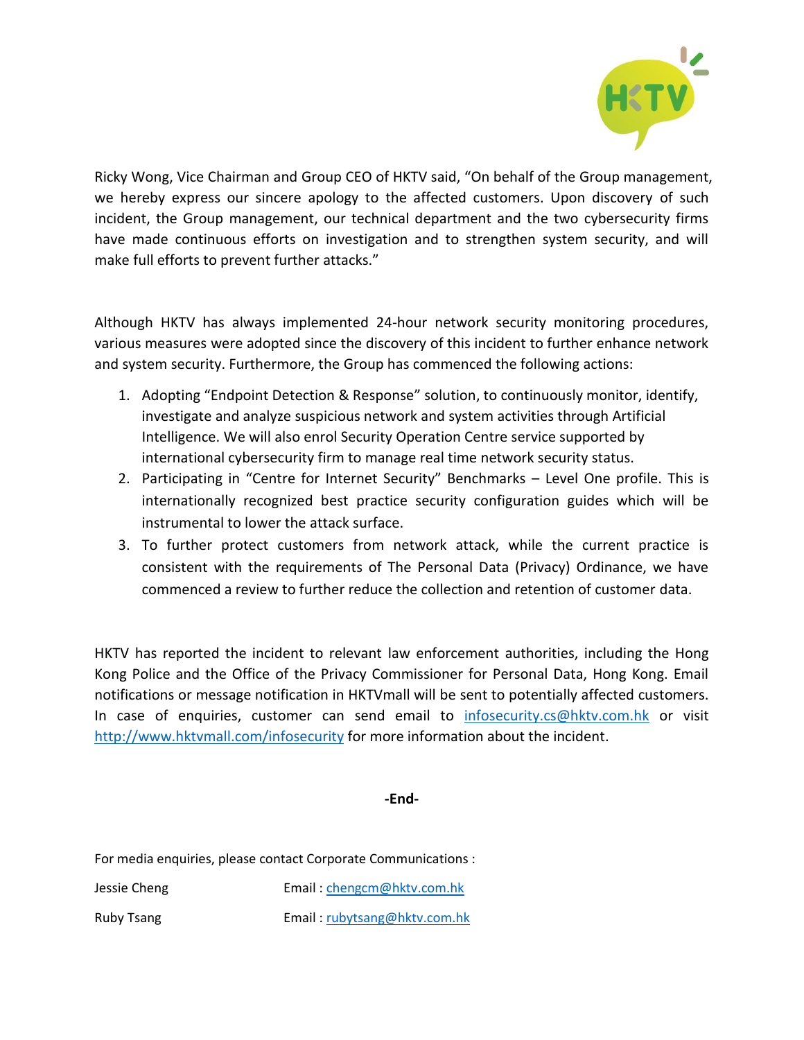Ricky Wong, Vice Chairman and Group CEO of HKTV said, "On behalf of the Group management, we hereby express our sincere apology to the affected customers. Upon discovery of such incident, the Group management, our technical department and the two cybersecurity firms have made continuous efforts on investigation and to strengthen system security, and will make full efforts to prevent further attacks."

Although HKTV has always implemented 24-hour network security monitoring procedures, various measures were adopted since the discovery of this incident to further enhance network and system security. Furthermore, the Group has commenced the following actions:

1. Adopting "Endpoint Detection & Response" solution, to continuously monitor, identify, investigate and analyze suspicious network and system activities through Artificial Intelligence. We will also enrol Security Operation Centre service supported by international cybersecurity firm to manage real time network security status.
2. Participating in "Centre for Internet Security" Benchmarks – Level One profile. This is internationally recognized best practice security configuration guides which will be instrumental to lower the attack surface.
3. To further protect customers from network attack, while the current practice is consistent with the requirements of The Personal Data (Privacy) Ordinance, we have commenced a review to further reduce the collection and retention of customer data.

HKTV has reported the incident to relevant law enforcement authorities, including the Hong Kong Police and the Office of the Privacy Commissioner for Personal Data, Hong Kong. Email notifications or message notification in HKTVmall will be sent to potentially affected customers. In case of enquiries, customer can send email to infosecurity.cs@hktv.com.hk or visit http://www.hktvmall.com/infosecurity for more information about the incident.

**-End-**

For media enquiries, please contact Corporate Communications :

| | |
|---|---|
| Jessie Cheng | Email : chengcm@hktv.com.hk |
| Ruby Tsang | Email : rubytsang@hktv.com.hk |